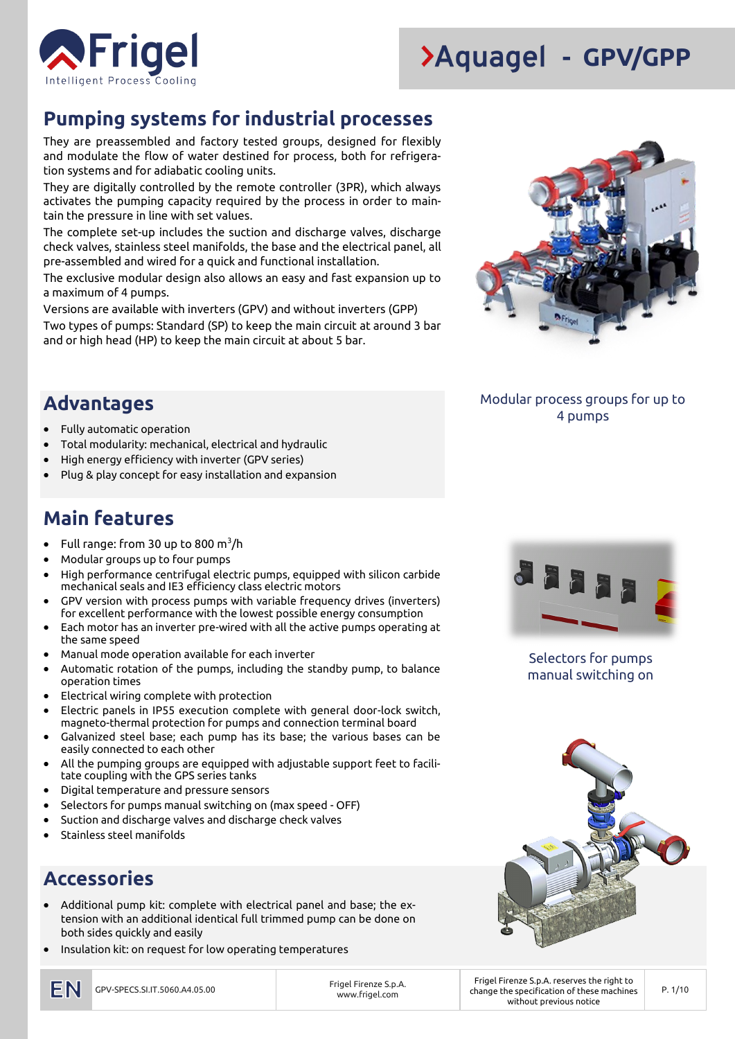# Aquagel - GPV/GPP

## Pumping systems for industrial processes

They are preassembled and factory tested groups, designed for flexibly and modulate the flow of water destined for process, both for refrigeration systems and for adiabatic cooling units.

They are digitally controlled by the remote controller (3PR), which always activates the pumping capacity required by the process in order to maintain the pressure in line with set values.

The complete set-up includes the suction and discharge valves, discharge check valves, stainless steel manifolds, the base and the electrical panel, all pre-assembled and wired for a quick and functional installation.

The exclusive modular design also allows an easy and fast expansion up to a maximum of 4 pumps.

Versions are available with inverters (GPV) and without inverters (GPP)

Two types of pumps: Standard (SP) to keep the main circuit at around 3 bar and or high head (HP) to keep the main circuit at about 5 bar.

Modular process groups for up to 4 pumps

## Advantages

- Fully automatic operation
- Total modularity: mechanical, electrical and hydraulic
- High energy efficiency with inverter (GPV series)
- Plug & play concept for easy installation and expansion

## Main features

- Full range: from 30 up to 800 $m^3$/h
- Modular groups up to four pumps
- High performance centrifugal electric pumps, equipped with silicon carbide mechanical seals and IE3 efficiency class electric motors
- GPV version with process pumps with variable frequency drives (inverters) for excellent performance with the lowest possible energy consumption
- Each motor has an inverter pre-wired with all the active pumps operating at the same speed
- Manual mode operation available for each inverter
- Automatic rotation of the pumps, including the standby pump, to balance operation times
- Electrical wiring complete with protection
- Electric panels in IP55 execution complete with general door-lock switch, magneto-thermal protection for pumps and connection terminal board
- Galvanized steel base; each pump has its base; the various bases can be easily connected to each other
- All the pumping groups are equipped with adjustable support feet to facilitate coupling with the GPS series tanks
- Digital temperature and pressure sensors
- Selectors for pumps manual switching on (max speed - OFF)
- Suction and discharge valves and discharge check valves
- Stainless steel manifolds

Selectors for pumps manual switching on

## Accessories

- Additional pump kit: complete with electrical panel and base; the extension with an additional identical full trimmed pump can be done on both sides quickly and easily
- Insulation kit: on request for low operating temperatures

EN GPV-SPECS.SI.IT.5060.A4.05.00 | Frigel Firenze S.p.A. www.frigel.com | Frigel Firenze S.p.A. reserves the right to change the specification of these machines without previous notice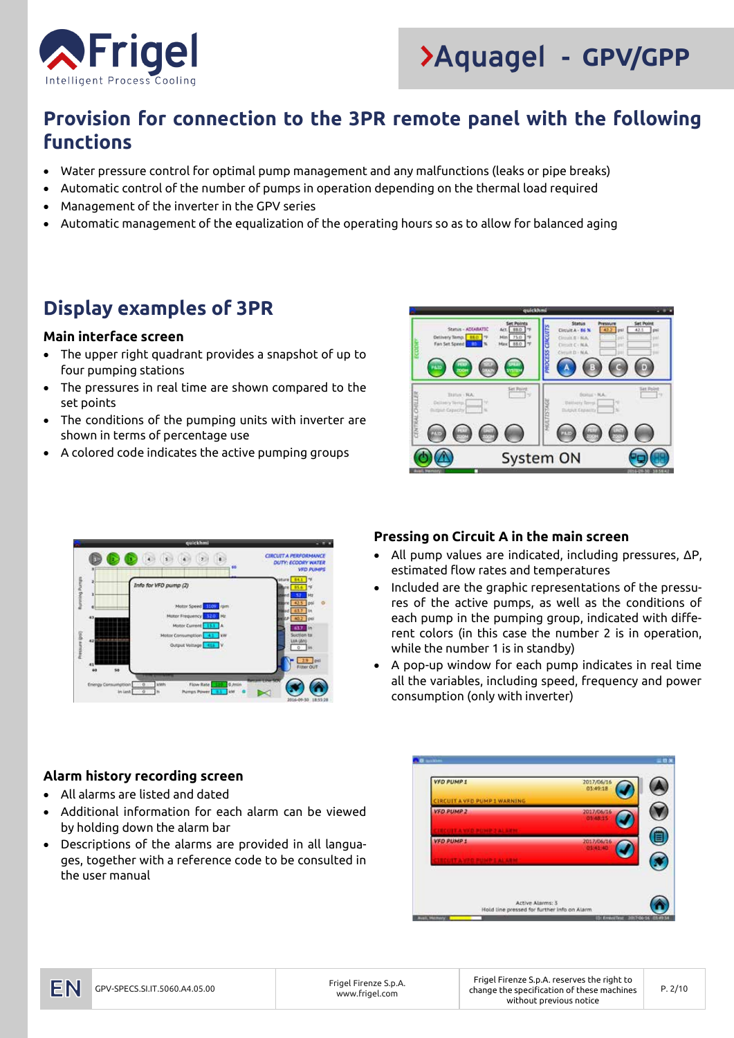## Provision for connection to the 3PR remote panel with the following functions

- Water pressure control for optimal pump management and any malfunctions (leaks or pipe breaks)
- Automatic control of the number of pumps in operation depending on the thermal load required
- Management of the inverter in the GPV series
- Automatic management of the equalization of the operating hours so as to allow for balanced aging

## Display examples of 3PR

### Main interface screen

- The upper right quadrant provides a snapshot of up to four pumping stations
- The pressures in real time are shown compared to the set points
- The conditions of the pumping units with inverter are shown in terms of percentage use
- A colored code indicates the active pumping groups

### Pressing on Circuit A in the main screen

- All pump values are indicated, including pressures, ΔP, estimated flow rates and temperatures
- Included are the graphic representations of the pressures of the active pumps, as well as the conditions of each pump in the pumping group, indicated with different colors (in this case the number 2 is in operation, while the number 1 is in standby)
- A pop-up window for each pump indicates in real time all the variables, including speed, frequency and power consumption (only with inverter)

### Alarm history recording screen

- All alarms are listed and dated
- Additional information for each alarm can be viewed by holding down the alarm bar
- Descriptions of the alarms are provided in all languages, together with a reference code to be consulted in the user manual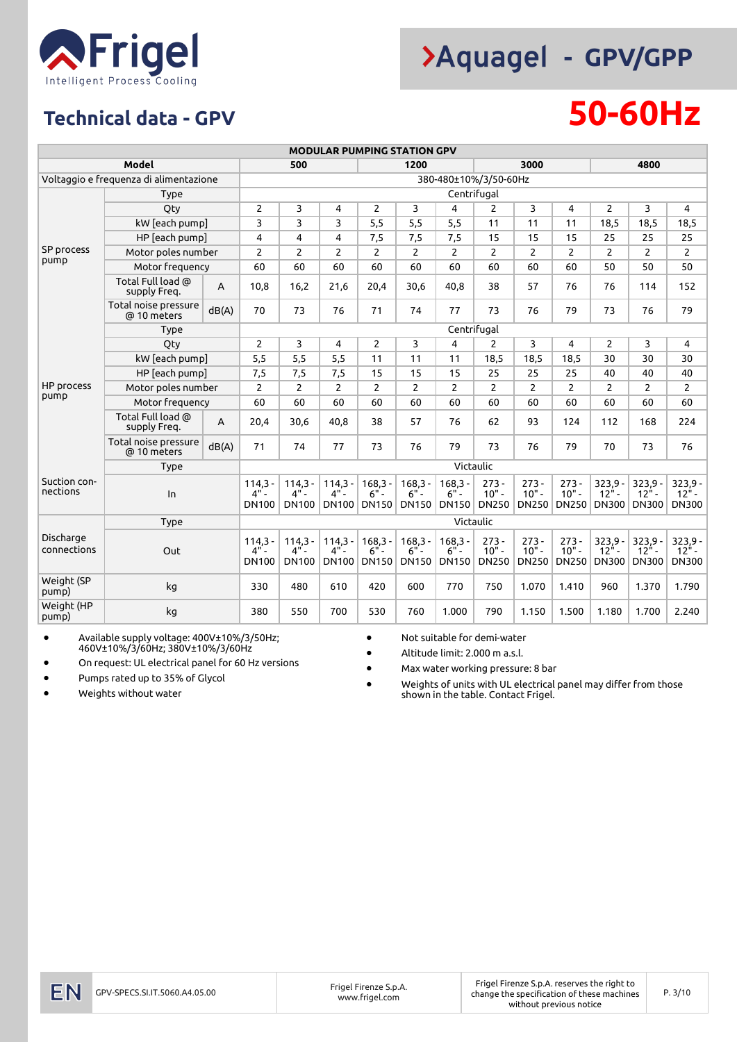# Frigel

Intelligent Process Cooling

# ›Aquagel - GPV/GPP

## Technical data - GPV

## 50-60Hz

| MODULAR PUMPING STATION GPV | | | | | | | | | | | | | | |
|---|---|---|---|---|---|---|---|---|---|---|---|---|---|---|
| Model | | | 500 | | | 1200 | | | 3000 | | | 4800 | | |
| Voltaggio e frequenza di alimentazione | | | 380-480±10%/3/50-60Hz | | | | | | | | | | | |
| SP process pump | Type | | Centrifugal | | | | | | | | | | | |
| | Qty | | 2 | 3 | 4 | 2 | 3 | 4 | 2 | 3 | 4 | 2 | 3 | 4 |
| | kW [each pump] | | 3 | 3 | 3 | 5,5 | 5,5 | 5,5 | 11 | 11 | 11 | 18,5 | 18,5 | 18,5 |
| | HP [each pump] | | 4 | 4 | 4 | 7,5 | 7,5 | 7,5 | 15 | 15 | 15 | 25 | 25 | 25 |
| | Motor poles number | | 2 | 2 | 2 | 2 | 2 | 2 | 2 | 2 | 2 | 2 | 2 | 2 |
| | Motor frequency | | 60 | 60 | 60 | 60 | 60 | 60 | 60 | 60 | 60 | 50 | 50 | 50 |
| | Total Full load @ supply Freq. | A | 10,8 | 16,2 | 21,6 | 20,4 | 30,6 | 40,8 | 38 | 57 | 76 | 76 | 114 | 152 |
| | Total noise pressure @ 10 meters | dB(A) | 70 | 73 | 76 | 71 | 74 | 77 | 73 | 76 | 79 | 73 | 76 | 79 |
| HP process pump | Type | | Centrifugal | | | | | | | | | | | |
| | Qty | | 2 | 3 | 4 | 2 | 3 | 4 | 2 | 3 | 4 | 2 | 3 | 4 |
| | kW [each pump] | | 5,5 | 5,5 | 5,5 | 11 | 11 | 11 | 18,5 | 18,5 | 18,5 | 30 | 30 | 30 |
| | HP [each pump] | | 7,5 | 7,5 | 7,5 | 15 | 15 | 15 | 25 | 25 | 25 | 40 | 40 | 40 |
| | Motor poles number | | 2 | 2 | 2 | 2 | 2 | 2 | 2 | 2 | 2 | 2 | 2 | 2 |
| | Motor Frequency | | 60 | 60 | 60 | 60 | 60 | 60 | 60 | 60 | 60 | 60 | 60 | 60 |
| | Total Full load @ supply Freq. | A | 20,4 | 30,6 | 40,8 | 38 | 57 | 76 | 62 | 93 | 124 | 112 | 168 | 224 |
| | Total noise pressure @ 10 meters | dB(A) | 71 | 74 | 77 | 73 | 76 | 79 | 73 | 76 | 79 | 70 | 73 | 76 |
| Suction connections | Type | | Victaulic | | | | | | | | | | | |
| | In | | 114,3 - 4" - DN100 | 114,3 - 4" - DN100 | 114,3 - 4" - DN100 | 168,3 - 6" - DN150 | 168,3 - 6" - DN150 | 168,3 - 6" - DN150 | 273 - 10" - DN250 | 273 - 10" - DN250 | 273 - 10" - DN250 | 323,9 - 12" - DN300 | 323,9 - 12" - DN300 | 323,9 - 12" - DN300 |
| Discharge connections | Type | | Victaulic | | | | | | | | | | | |
| | Out | | 114,3 - 4" - DN100 | 114,3 - 4" - DN100 | 114,3 - 4" - DN100 | 168,3 - 6" - DN150 | 168,3 - 6" - DN150 | 168,3 - 6" - DN150 | 273 - 10" - DN250 | 273 - 10" - DN250 | 273 - 10" - DN250 | 323,9 - 12" - DN300 | 323,9 - 12" - DN300 | 323,9 - 12" - DN300 |
| Weight (SP pump) | kg | | 330 | 480 | 610 | 420 | 600 | 770 | 750 | 1.070 | 1.410 | 960 | 1.370 | 1.790 |
| Weight (HP pump) | kg | | 380 | 550 | 700 | 530 | 760 | 1.000 | 790 | 1.150 | 1.500 | 1.180 | 1.700 | 2.240 |

- Available supply voltage: 400V±10%/3/50Hz; 460V±10%/3/60Hz; 380V±10%/3/60Hz
- On request: UL electrical panel for 60 Hz versions
- Pumps rated up to 35% of Glycol
- Weights without water
- Not suitable for demi-water
- Altitude limit: 2.000 m a.s.l.
- Max water working pressure: 8 bar
- Weights of units with UL electrical panel may differ from those shown in the table. Contact Frigel.

EN | GPV-SPECS.SI.IT.5060.A4.05.00 | Frigel Firenze S.p.A. www.frigel.com | Frigel Firenze S.p.A. reserves the right to change the specification of these machines without previous notice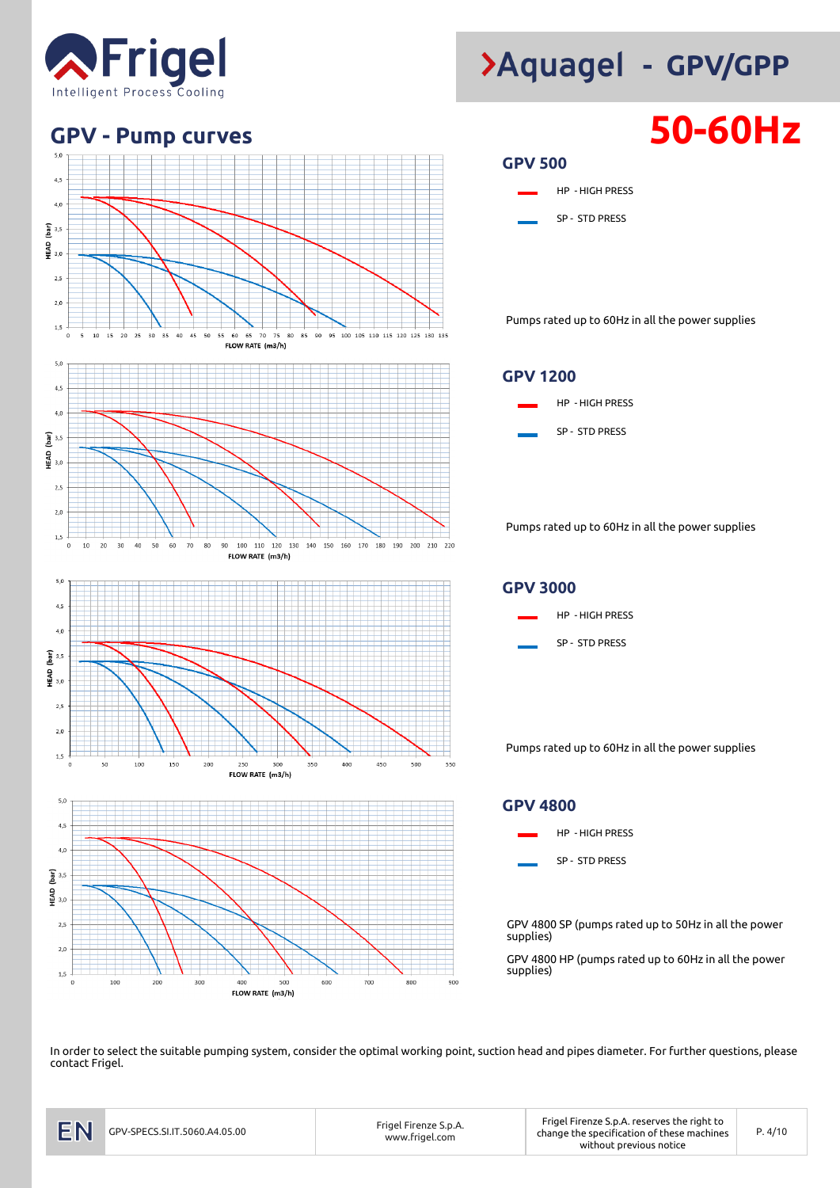# Aquagel - GPV/GPP

## GPV - Pump curves

**50-60Hz**

### GPV 500

- HP - HIGH PRESS
- SP - STD PRESS

Pumps rated up to 60Hz in all the power supplies

### GPV 1200

- HP - HIGH PRESS
- SP - STD PRESS

Pumps rated up to 60Hz in all the power supplies

### GPV 3000

- HP - HIGH PRESS
- SP - STD PRESS

Pumps rated up to 60Hz in all the power supplies

### GPV 4800

- HP - HIGH PRESS
- SP - STD PRESS

GPV 4800 SP (pumps rated up to 50Hz in all the power supplies)

GPV 4800 HP (pumps rated up to 60Hz in all the power supplies)

In order to select the suitable pumping system, consider the optimal working point, suction head and pipes diameter. For further questions, please contact Frigel.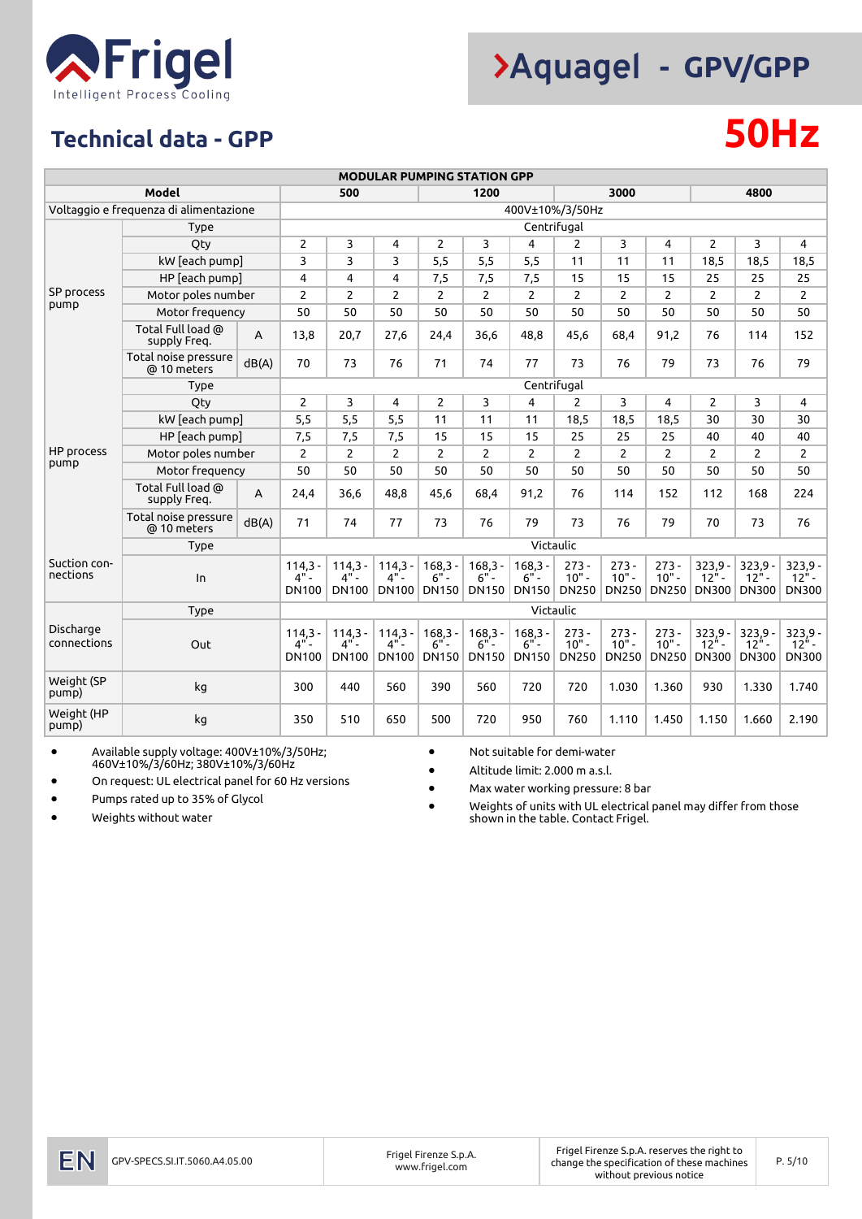# Frigel

Intelligent Process Cooling

# >Aquagel - GPV/GPP

## Technical data - GPP

# 50Hz

| MODULAR PUMPING STATION GPP | | | | | | | | | | | | | | |
|---|---|---|---|---|---|---|---|---|---|---|---|---|---|---|
| Model | | | 500 | | | 1200 | | | 3000 | | | 4800 | | |
| Voltaggio e frequenza di alimentazione | | | 400V±10%/3/50Hz | | | | | | | | | | | |
| SP process pump | Type | | Centrifugal | | | | | | | | | | | |
| | Qty | | 2 | 3 | 4 | 2 | 3 | 4 | 2 | 3 | 4 | 2 | 3 | 4 |
| | kW [each pump] | | 3 | 3 | 3 | 5,5 | 5,5 | 5,5 | 11 | 11 | 11 | 18,5 | 18,5 | 18,5 |
| | HP [each pump] | | 4 | 4 | 4 | 7,5 | 7,5 | 7,5 | 15 | 15 | 15 | 25 | 25 | 25 |
| | Motor poles number | | 2 | 2 | 2 | 2 | 2 | 2 | 2 | 2 | 2 | 2 | 2 | 2 |
| | Motor frequency | | 50 | 50 | 50 | 50 | 50 | 50 | 50 | 50 | 50 | 50 | 50 | 50 |
| | Total Full load @ supply Freq. | A | 13,8 | 20,7 | 27,6 | 24,4 | 36,6 | 48,8 | 45,6 | 68,4 | 91,2 | 76 | 114 | 152 |
| | Total noise pressure @ 10 meters | dB(A) | 70 | 73 | 76 | 71 | 74 | 77 | 73 | 76 | 79 | 73 | 76 | 79 |
| HP process pump | Type | | Centrifugal | | | | | | | | | | | |
| | Qty | | 2 | 3 | 4 | 2 | 3 | 4 | 2 | 3 | 4 | 2 | 3 | 4 |
| | kW [each pump] | | 5,5 | 5,5 | 5,5 | 11 | 11 | 11 | 18,5 | 18,5 | 18,5 | 30 | 30 | 30 |
| | HP [each pump] | | 7,5 | 7,5 | 7,5 | 15 | 15 | 15 | 25 | 25 | 25 | 40 | 40 | 40 |
| | Motor poles number | | 2 | 2 | 2 | 2 | 2 | 2 | 2 | 2 | 2 | 2 | 2 | 2 |
| | Motor frequency | | 50 | 50 | 50 | 50 | 50 | 50 | 50 | 50 | 50 | 50 | 50 | 50 |
| | Total Full load @ supply Freq. | A | 24,4 | 36,6 | 48,8 | 45,6 | 68,4 | 91,2 | 76 | 114 | 152 | 112 | 168 | 224 |
| | Total noise pressure @ 10 meters | dB(A) | 71 | 74 | 77 | 73 | 76 | 79 | 73 | 76 | 79 | 70 | 73 | 76 |
| Suction connections | Type | | Victaulic | | | | | | | | | | | |
| | In | | 114,3 - 4" - DN100 | 114,3 - 4" - DN100 | 114,3 - 4" - DN100 | 168,3 - 6" - DN150 | 168,3 - 6" - DN150 | 168,3 - 6" - DN150 | 273 - 10" - DN250 | 273 - 10" - DN250 | 273 - 10" - DN250 | 323,9 - 12" - DN300 | 323,9 - 12" - DN300 | 323,9 - 12" - DN300 |
| Discharge connections | Type | | Victaulic | | | | | | | | | | | |
| | Out | | 114,3 - 4" - DN100 | 114,3 - 4" - DN100 | 114,3 - 4" - DN100 | 168,3 - 6" - DN150 | 168,3 - 6" - DN150 | 168,3 - 6" - DN150 | 273 - 10" - DN250 | 273 - 10" - DN250 | 273 - 10" - DN250 | 323,9 - 12" - DN300 | 323,9 - 12" - DN300 | 323,9 - 12" - DN300 |
| Weight (SP pump) | kg | | 300 | 440 | 560 | 390 | 560 | 720 | 720 | 1.030 | 1.360 | 930 | 1.330 | 1.740 |
| Weight (HP pump) | kg | | 350 | 510 | 650 | 500 | 720 | 950 | 760 | 1.110 | 1.450 | 1.150 | 1.660 | 2.190 |

- Available supply voltage: 400V±10%/3/50Hz; 460V±10%/3/60Hz; 380V±10%/3/60Hz
- On request: UL electrical panel for 60 Hz versions
- Pumps rated up to 35% of Glycol
- Weights without water
- Not suitable for demi-water
- Altitude limit: 2.000 m a.s.l.
- Max water working pressure: 8 bar
- Weights of units with UL electrical panel may differ from those shown in the table. Contact Frigel.

EN GPV-SPECS.SI.IT.5060.A4.05.00 | Frigel Firenze S.p.A. www.frigel.com | Frigel Firenze S.p.A. reserves the right to change the specification of these machines without previous notice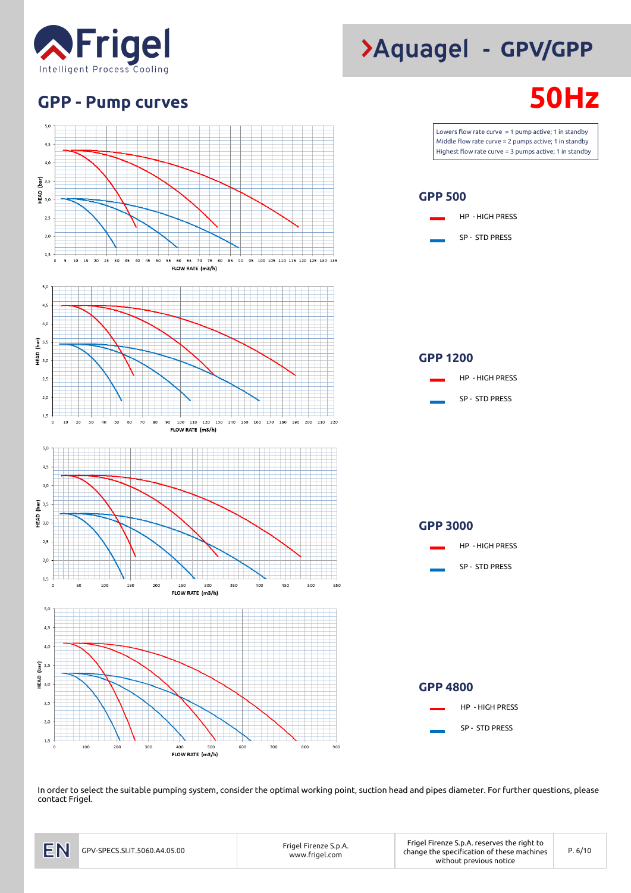# Aquagel - GPV/GPP

## GPP - Pump curves

**50Hz**

Lowers flow rate curve = 1 pump active; 1 in standby
Middle flow rate curve = 2 pumps active; 1 in standby
Highest flow rate curve = 3 pumps active; 1 in standby

### GPP 500

- HP - HIGH PRESS
- SP - STD PRESS

### GPP 1200

- HP - HIGH PRESS
- SP - STD PRESS

### GPP 3000

- HP - HIGH PRESS
- SP - STD PRESS

### GPP 4800

- HP - HIGH PRESS
- SP - STD PRESS

In order to select the suitable pumping system, consider the optimal working point, suction head and pipes diameter. For further questions, please contact Frigel.

| EN | GPV-SPECS.SI.IT.5060.A4.05.00 | Frigel Firenze S.p.A. www.frigel.com | Frigel Firenze S.p.A. reserves the right to change the specification of these machines without previous notice |
| --- | --- | --- | --- |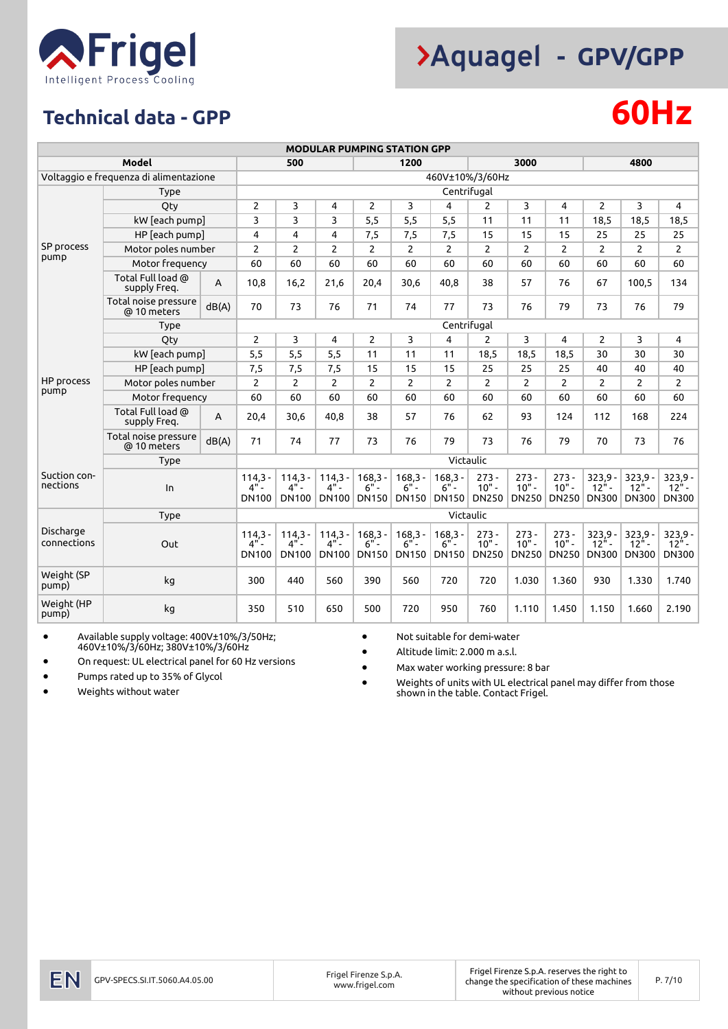# Frigel
Intelligent Process Cooling

# ›Aquagel - GPV/GPP

## Technical data - GPP

# 60Hz

| MODULAR PUMPING STATION GPP | | | | | | | | | | | | | | |
|---|---|---|---|---|---|---|---|---|---|---|---|---|---|---|
| Model | | | 500 | | | 1200 | | | 3000 | | | 4800 | | |
| Voltaggio e frequenza di alimentazione | | | 460V±10%/3/60Hz | | | | | | | | | | | |
| SP process pump | Type | | Centrifugal | | | | | | | | | | | |
| | Qty | | 2 | 3 | 4 | 2 | 3 | 4 | 2 | 3 | 4 | 2 | 3 | 4 |
| | kW [each pump] | | 3 | 3 | 3 | 5,5 | 5,5 | 5,5 | 11 | 11 | 11 | 18,5 | 18,5 | 18,5 |
| | HP [each pump] | | 4 | 4 | 4 | 7,5 | 7,5 | 7,5 | 15 | 15 | 15 | 25 | 25 | 25 |
| | Motor poles number | | 2 | 2 | 2 | 2 | 2 | 2 | 2 | 2 | 2 | 2 | 2 | 2 |
| | Motor frequency | | 60 | 60 | 60 | 60 | 60 | 60 | 60 | 60 | 60 | 60 | 60 | 60 |
| | Total Full load @ supply Freq. | A | 10,8 | 16,2 | 21,6 | 20,4 | 30,6 | 40,8 | 38 | 57 | 76 | 67 | 100,5 | 134 |
| | Total noise pressure @ 10 meters | dB(A) | 70 | 73 | 76 | 71 | 74 | 77 | 73 | 76 | 79 | 73 | 76 | 79 |
| HP process pump | Type | | Centrifugal | | | | | | | | | | | |
| | Qty | | 2 | 3 | 4 | 2 | 3 | 4 | 2 | 3 | 4 | 2 | 3 | 4 |
| | kW [each pump] | | 5,5 | 5,5 | 5,5 | 11 | 11 | 11 | 18,5 | 18,5 | 18,5 | 30 | 30 | 30 |
| | HP [each pump] | | 7,5 | 7,5 | 7,5 | 15 | 15 | 15 | 25 | 25 | 25 | 40 | 40 | 40 |
| | Motor poles number | | 2 | 2 | 2 | 2 | 2 | 2 | 2 | 2 | 2 | 2 | 2 | 2 |
| | Motor frequency | | 60 | 60 | 60 | 60 | 60 | 60 | 60 | 60 | 60 | 60 | 60 | 60 |
| | Total Full load @ supply Freq. | A | 20,4 | 30,6 | 40,8 | 38 | 57 | 76 | 62 | 93 | 124 | 112 | 168 | 224 |
| | Total noise pressure @ 10 meters | dB(A) | 71 | 74 | 77 | 73 | 76 | 79 | 73 | 76 | 79 | 70 | 73 | 76 |
| Suction connections | Type | | Victaulic | | | | | | | | | | | |
| | In | | 114,3 - 4" - DN100 | 114,3 - 4" - DN100 | 114,3 - 4" - DN100 | 168,3 - 6" - DN150 | 168,3 - 6" - DN150 | 168,3 - 6" - DN150 | 273 - 10" - DN250 | 273 - 10" - DN250 | 273 - 10" - DN250 | 323,9 - 12" - DN300 | 323,9 - 12" - DN300 | 323,9 - 12" - DN300 |
| Discharge connections | Type | | Victaulic | | | | | | | | | | | |
| | Out | | 114,3 - 4" - DN100 | 114,3 - 4" - DN100 | 114,3 - 4" - DN100 | 168,3 - 6" - DN150 | 168,3 - 6" - DN150 | 168,3 - 6" - DN150 | 273 - 10" - DN250 | 273 - 10" - DN250 | 273 - 10" - DN250 | 323,9 - 12" - DN300 | 323,9 - 12" - DN300 | 323,9 - 12" - DN300 |
| Weight (SP pump) | kg | | 300 | 440 | 560 | 390 | 560 | 720 | 720 | 1.030 | 1.360 | 930 | 1.330 | 1.740 |
| Weight (HP pump) | kg | | 350 | 510 | 650 | 500 | 720 | 950 | 760 | 1.110 | 1.450 | 1.150 | 1.660 | 2.190 |

- Available supply voltage: 400V±10%/3/50Hz; 460V±10%/3/60Hz; 380V±10%/3/60Hz
- On request: UL electrical panel for 60 Hz versions
- Pumps rated up to 35% of Glycol
- Weights without water
- Not suitable for demi-water
- Altitude limit: 2.000 m a.s.l.
- Max water working pressure: 8 bar
- Weights of units with UL electrical panel may differ from those shown in the table. Contact Frigel.

EN | GPV-SPECS.SI.IT.5060.A4.05.00 | Frigel Firenze S.p.A. www.frigel.com | Frigel Firenze S.p.A. reserves the right to change the specification of these machines without previous notice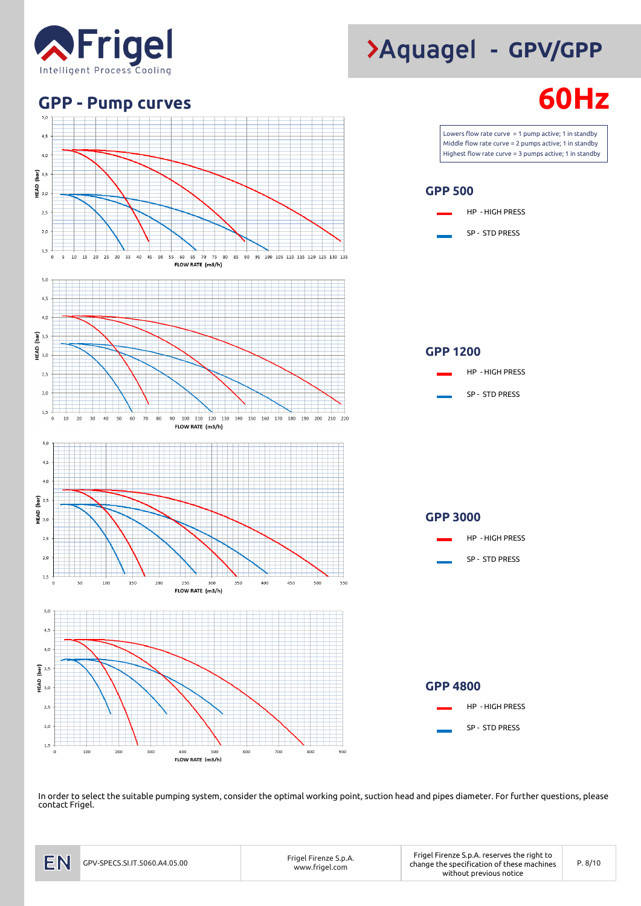# Aquagel - GPV/GPP

## GPP - Pump curves

**60Hz**

Lowers flow rate curve = 1 pump active; 1 in standby
Middle flow rate curve = 2 pumps active; 1 in standby
Highest flow rate curve = 3 pumps active; 1 in standby

### GPP 500

- HP - HIGH PRESS
- SP - STD PRESS

### GPP 1200

- HP - HIGH PRESS
- SP - STD PRESS

### GPP 3000

- HP - HIGH PRESS
- SP - STD PRESS

### GPP 4800

- HP - HIGH PRESS
- SP - STD PRESS

In order to select the suitable pumping system, consider the optimal working point, suction head and pipes diameter. For further questions, please contact Frigel.

| EN | GPV-SPECS.SI.IT.5060.A4.05.00 | Frigel Firenze S.p.A. www.frigel.com | Frigel Firenze S.p.A. reserves the right to change the specification of these machines without previous notice |
|---|---|---|---|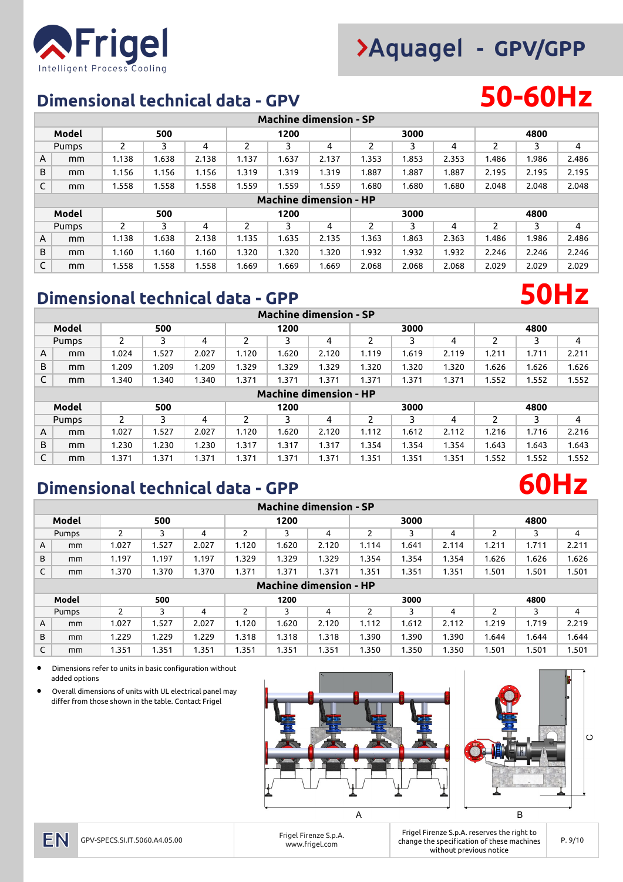# Frigel
Intelligent Process Cooling

# ›Aquagel - GPV/GPP

## Dimensional technical data - GPV

**50-60Hz**

| Machine dimension - SP | | | | | | | | | | | | | |
|---|---|---|---|---|---|---|---|---|---|---|---|---|---|
| Model | | 500 | | | 1200 | | | 3000 | | | 4800 | | |
| Pumps | | 2 | 3 | 4 | 2 | 3 | 4 | 2 | 3 | 4 | 2 | 3 | 4 |
| A | mm | 1.138 | 1.638 | 2.138 | 1.137 | 1.637 | 2.137 | 1.353 | 1.853 | 2.353 | 1.486 | 1.986 | 2.486 |
| B | mm | 1.156 | 1.156 | 1.156 | 1.319 | 1.319 | 1.319 | 1.887 | 1.887 | 1.887 | 2.195 | 2.195 | 2.195 |
| C | mm | 1.558 | 1.558 | 1.558 | 1.559 | 1.559 | 1.559 | 1.680 | 1.680 | 1.680 | 2.048 | 2.048 | 2.048 |
| **Machine dimension - HP** | | | | | | | | | | | | | |
| Model | | 500 | | | 1200 | | | 3000 | | | 4800 | | |
| Pumps | | 2 | 3 | 4 | 2 | 3 | 4 | 2 | 3 | 4 | 2 | 3 | 4 |
| A | mm | 1.138 | 1.638 | 2.138 | 1.135 | 1.635 | 2.135 | 1.363 | 1.863 | 2.363 | 1.486 | 1.986 | 2.486 |
| B | mm | 1.160 | 1.160 | 1.160 | 1.320 | 1.320 | 1.320 | 1.932 | 1.932 | 1.932 | 2.246 | 2.246 | 2.246 |
| C | mm | 1.558 | 1.558 | 1.558 | 1.669 | 1.669 | 1.669 | 2.068 | 2.068 | 2.068 | 2.029 | 2.029 | 2.029 |

## Dimensional technical data - GPP

**50Hz**

| Machine dimension - SP | | | | | | | | | | | | | |
|---|---|---|---|---|---|---|---|---|---|---|---|---|---|
| Model | | 500 | | | 1200 | | | 3000 | | | 4800 | | |
| Pumps | | 2 | 3 | 4 | 2 | 3 | 4 | 2 | 3 | 4 | 2 | 3 | 4 |
| A | mm | 1.024 | 1.527 | 2.027 | 1.120 | 1.620 | 2.120 | 1.119 | 1.619 | 2.119 | 1.211 | 1.711 | 2.211 |
| B | mm | 1.209 | 1.209 | 1.209 | 1.329 | 1.329 | 1.329 | 1.320 | 1.320 | 1.320 | 1.626 | 1.626 | 1.626 |
| C | mm | 1.340 | 1.340 | 1.340 | 1.371 | 1.371 | 1.371 | 1.371 | 1.371 | 1.371 | 1.552 | 1.552 | 1.552 |
| **Machine dimension - HP** | | | | | | | | | | | | | |
| Model | | 500 | | | 1200 | | | 3000 | | | 4800 | | |
| Pumps | | 2 | 3 | 4 | 2 | 3 | 4 | 2 | 3 | 4 | 2 | 3 | 4 |
| A | mm | 1.027 | 1.527 | 2.027 | 1.120 | 1.620 | 2.120 | 1.112 | 1.612 | 2.112 | 1.216 | 1.716 | 2.216 |
| B | mm | 1.230 | 1.230 | 1.230 | 1.317 | 1.317 | 1.317 | 1.354 | 1.354 | 1.354 | 1.643 | 1.643 | 1.643 |
| C | mm | 1.371 | 1.371 | 1.371 | 1.371 | 1.371 | 1.371 | 1.351 | 1.351 | 1.351 | 1.552 | 1.552 | 1.552 |

## Dimensional technical data - GPP

**60Hz**

| Machine dimension - SP | | | | | | | | | | | | | |
|---|---|---|---|---|---|---|---|---|---|---|---|---|---|
| Model | | 500 | | | 1200 | | | 3000 | | | 4800 | | |
| Pumps | | 2 | 3 | 4 | 2 | 3 | 4 | 2 | 3 | 4 | 2 | 3 | 4 |
| A | mm | 1.027 | 1.527 | 2.027 | 1.120 | 1.620 | 2.120 | 1.114 | 1.641 | 2.114 | 1.211 | 1.711 | 2.211 |
| B | mm | 1.197 | 1.197 | 1.197 | 1.329 | 1.329 | 1.329 | 1.354 | 1.354 | 1.354 | 1.626 | 1.626 | 1.626 |
| C | mm | 1.370 | 1.370 | 1.370 | 1.371 | 1.371 | 1.371 | 1.351 | 1.351 | 1.351 | 1.501 | 1.501 | 1.501 |
| **Machine dimension - HP** | | | | | | | | | | | | | |
| Model | | 500 | | | 1200 | | | 3000 | | | 4800 | | |
| Pumps | | 2 | 3 | 4 | 2 | 3 | 4 | 2 | 3 | 4 | 2 | 3 | 4 |
| A | mm | 1.027 | 1.527 | 2.027 | 1.120 | 1.620 | 2.120 | 1.112 | 1.612 | 2.112 | 1.219 | 1.719 | 2.219 |
| B | mm | 1.229 | 1.229 | 1.229 | 1.318 | 1.318 | 1.318 | 1.390 | 1.390 | 1.390 | 1.644 | 1.644 | 1.644 |
| C | mm | 1.351 | 1.351 | 1.351 | 1.351 | 1.351 | 1.351 | 1.350 | 1.350 | 1.350 | 1.501 | 1.501 | 1.501 |

- Dimensions refer to units in basic configuration without added options
- Overall dimensions of units with UL electrical panel may differ from those shown in the table. Contact Frigel

A B C

EN GPV-SPECS.SI.IT.5060.A4.05.00 | Frigel Firenze S.p.A. www.frigel.com | Frigel Firenze S.p.A. reserves the right to change the specification of these machines without previous notice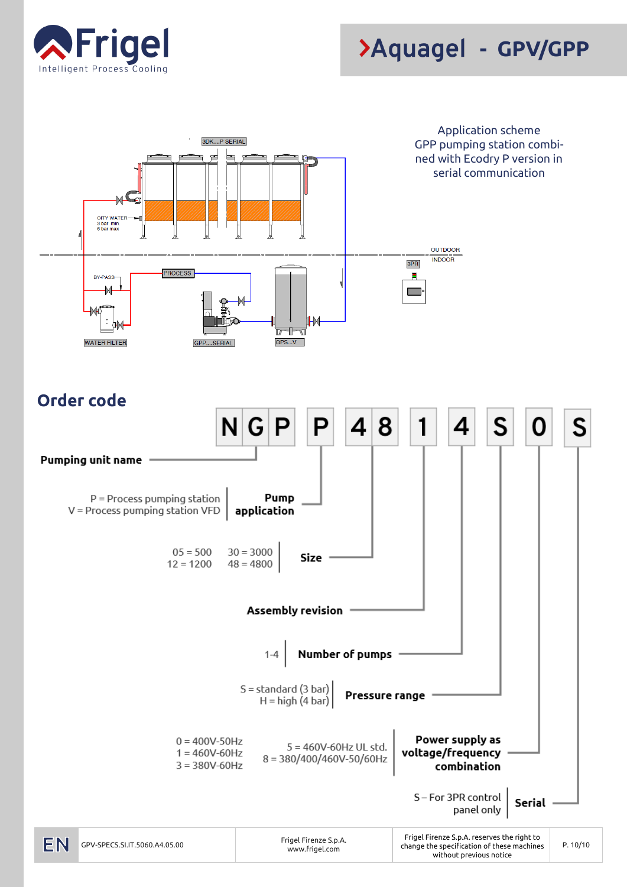Application scheme GPP pumping station combined with Ecodry P version in serial communication

3DK....P SERIAL

CITY WATER
3 bar min
6 bar max

OUTDOOR
INDOOR

3PR

BY-PASS

PROCESS

WATER FILTER

GPP....SERIAL

GPS...V

## Order code

N G P P 4 8 1 4 S 0 S

**Pumping unit name**

**Pump application**
P = Process pumping station
V = Process pumping station VFD

**Size**
05 = 500
12 = 1200
30 = 3000
48 = 4800

**Assembly revision**

**Number of pumps**
1-4

**Pressure range**
S = standard (3 bar)
H = high (4 bar)

**Power supply as voltage/frequency combination**
0 = 400V-50Hz
1 = 460V-60Hz
3 = 380V-60Hz
5 = 460V-60Hz UL std.
8 = 380/400/460V-50/60Hz

**Serial**
S – For 3PR control panel only

EN GPV-SPECS.SI.IT.5060.A4.05.00 | Frigel Firenze S.p.A. www.frigel.com | Frigel Firenze S.p.A. reserves the right to change the specification of these machines without previous notice